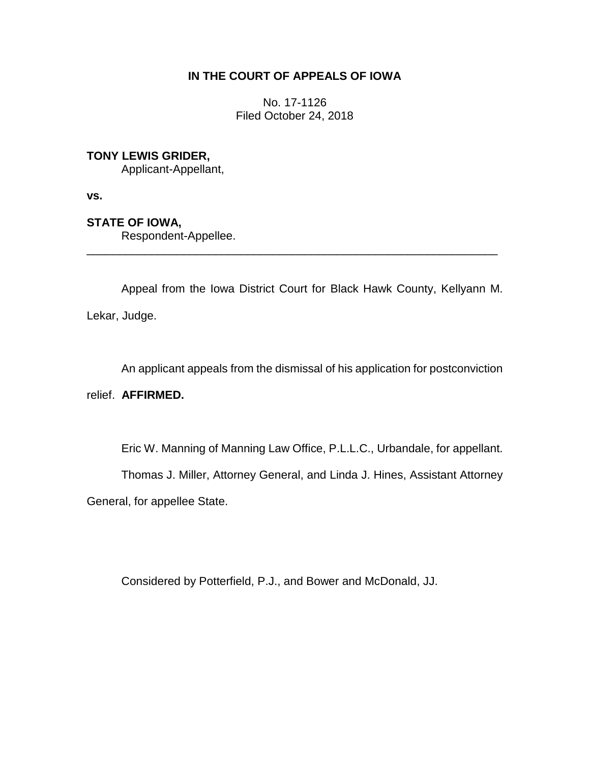**IN THE COURT OF APPEALS OF IOWA**

No. 17-1126
Filed October 24, 2018

**TONY LEWIS GRIDER,**
Applicant-Appellant,

**vs.**

**STATE OF IOWA,**
Respondent-Appellee.

---

Appeal from the Iowa District Court for Black Hawk County, Kellyann M. Lekar, Judge.

An applicant appeals from the dismissal of his application for postconviction relief. **AFFIRMED.**

Eric W. Manning of Manning Law Office, P.L.L.C., Urbandale, for appellant.

Thomas J. Miller, Attorney General, and Linda J. Hines, Assistant Attorney General, for appellee State.

Considered by Potterfield, P.J., and Bower and McDonald, JJ.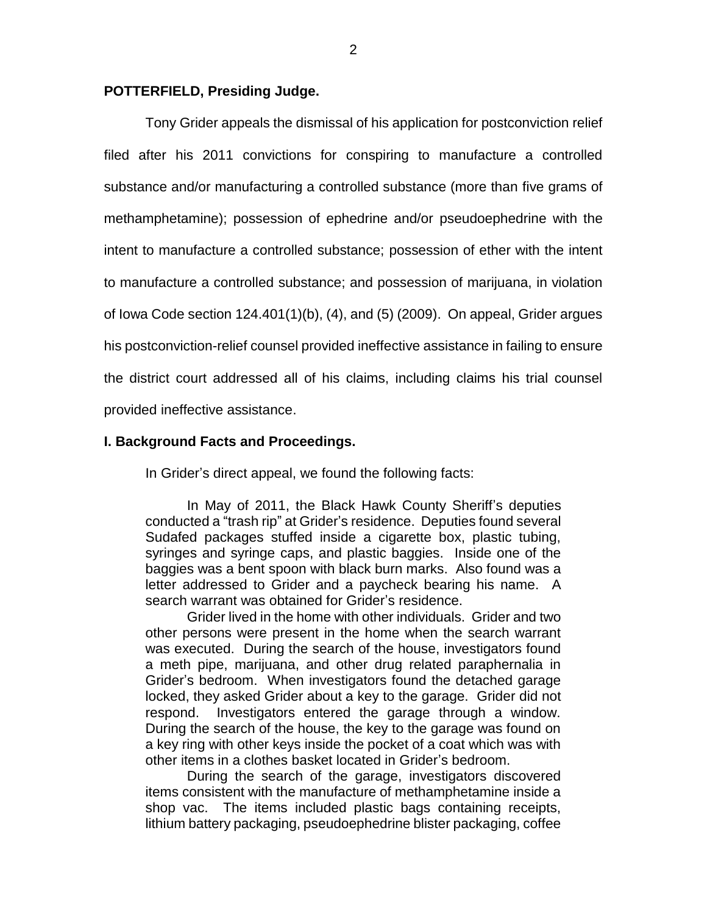**POTTERFIELD, Presiding Judge.**

Tony Grider appeals the dismissal of his application for postconviction relief filed after his 2011 convictions for conspiring to manufacture a controlled substance and/or manufacturing a controlled substance (more than five grams of methamphetamine); possession of ephedrine and/or pseudoephedrine with the intent to manufacture a controlled substance; possession of ether with the intent to manufacture a controlled substance; and possession of marijuana, in violation of Iowa Code section 124.401(1)(b), (4), and (5) (2009). On appeal, Grider argues his postconviction-relief counsel provided ineffective assistance in failing to ensure the district court addressed all of his claims, including claims his trial counsel provided ineffective assistance.

**I. Background Facts and Proceedings.**

In Grider's direct appeal, we found the following facts:

> In May of 2011, the Black Hawk County Sheriff's deputies conducted a "trash rip" at Grider's residence. Deputies found several Sudafed packages stuffed inside a cigarette box, plastic tubing, syringes and syringe caps, and plastic baggies. Inside one of the baggies was a bent spoon with black burn marks. Also found was a letter addressed to Grider and a paycheck bearing his name. A search warrant was obtained for Grider's residence.
>
> Grider lived in the home with other individuals. Grider and two other persons were present in the home when the search warrant was executed. During the search of the house, investigators found a meth pipe, marijuana, and other drug related paraphernalia in Grider's bedroom. When investigators found the detached garage locked, they asked Grider about a key to the garage. Grider did not respond. Investigators entered the garage through a window. During the search of the house, the key to the garage was found on a key ring with other keys inside the pocket of a coat which was with other items in a clothes basket located in Grider's bedroom.
>
> During the search of the garage, investigators discovered items consistent with the manufacture of methamphetamine inside a shop vac. The items included plastic bags containing receipts, lithium battery packaging, pseudoephedrine blister packaging, coffee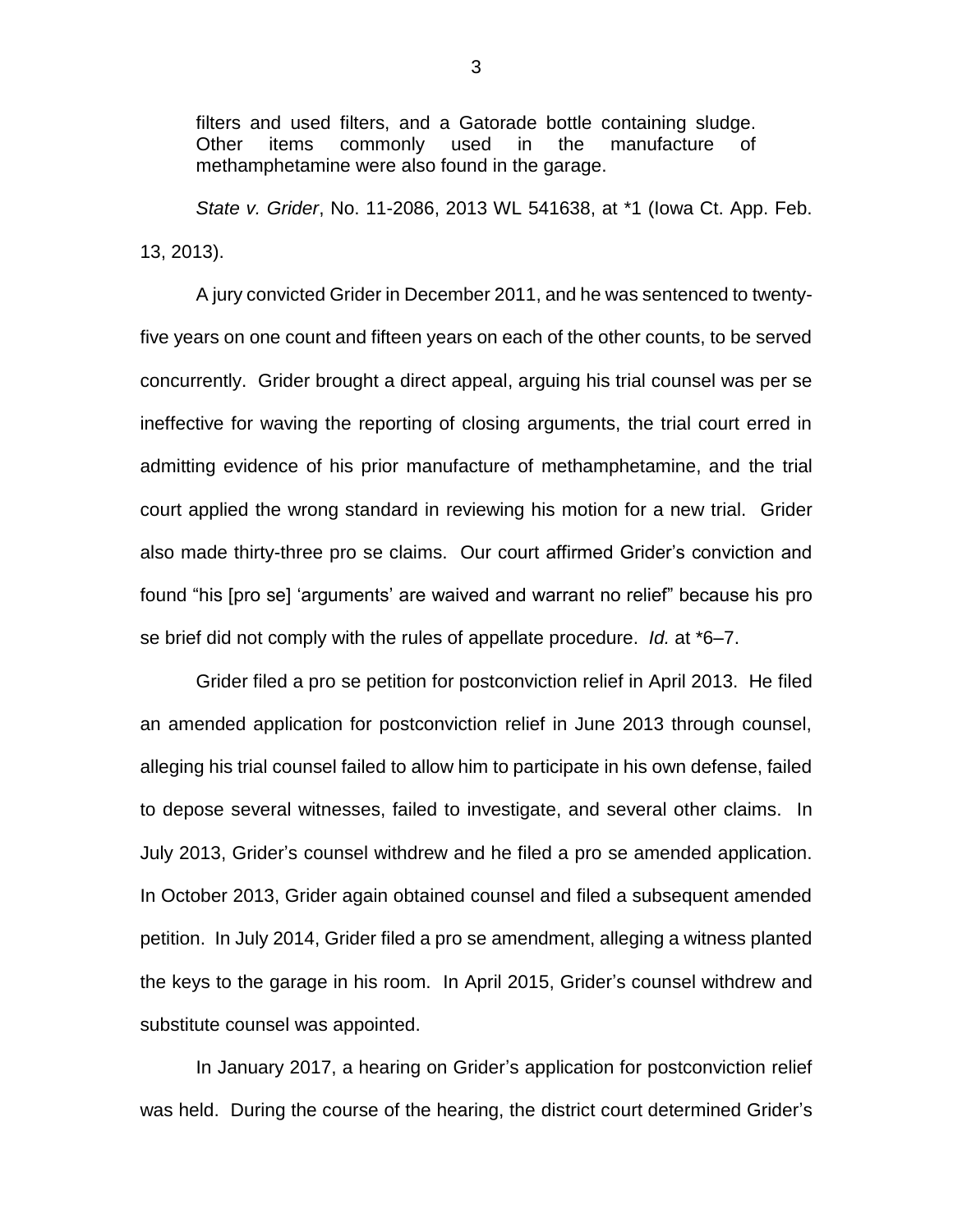> filters and used filters, and a Gatorade bottle containing sludge. Other items commonly used in the manufacture of methamphetamine were also found in the garage.

*State v. Grider*, No. 11-2086, 2013 WL 541638, at *1 (Iowa Ct. App. Feb. 13, 2013).

A jury convicted Grider in December 2011, and he was sentenced to twenty-five years on one count and fifteen years on each of the other counts, to be served concurrently. Grider brought a direct appeal, arguing his trial counsel was per se ineffective for waving the reporting of closing arguments, the trial court erred in admitting evidence of his prior manufacture of methamphetamine, and the trial court applied the wrong standard in reviewing his motion for a new trial. Grider also made thirty-three pro se claims. Our court affirmed Grider's conviction and found "his [pro se] 'arguments' are waived and warrant no relief" because his pro se brief did not comply with the rules of appellate procedure. *Id.* at *6–7.

Grider filed a pro se petition for postconviction relief in April 2013. He filed an amended application for postconviction relief in June 2013 through counsel, alleging his trial counsel failed to allow him to participate in his own defense, failed to depose several witnesses, failed to investigate, and several other claims. In July 2013, Grider's counsel withdrew and he filed a pro se amended application. In October 2013, Grider again obtained counsel and filed a subsequent amended petition. In July 2014, Grider filed a pro se amendment, alleging a witness planted the keys to the garage in his room. In April 2015, Grider's counsel withdrew and substitute counsel was appointed.

In January 2017, a hearing on Grider's application for postconviction relief was held. During the course of the hearing, the district court determined Grider's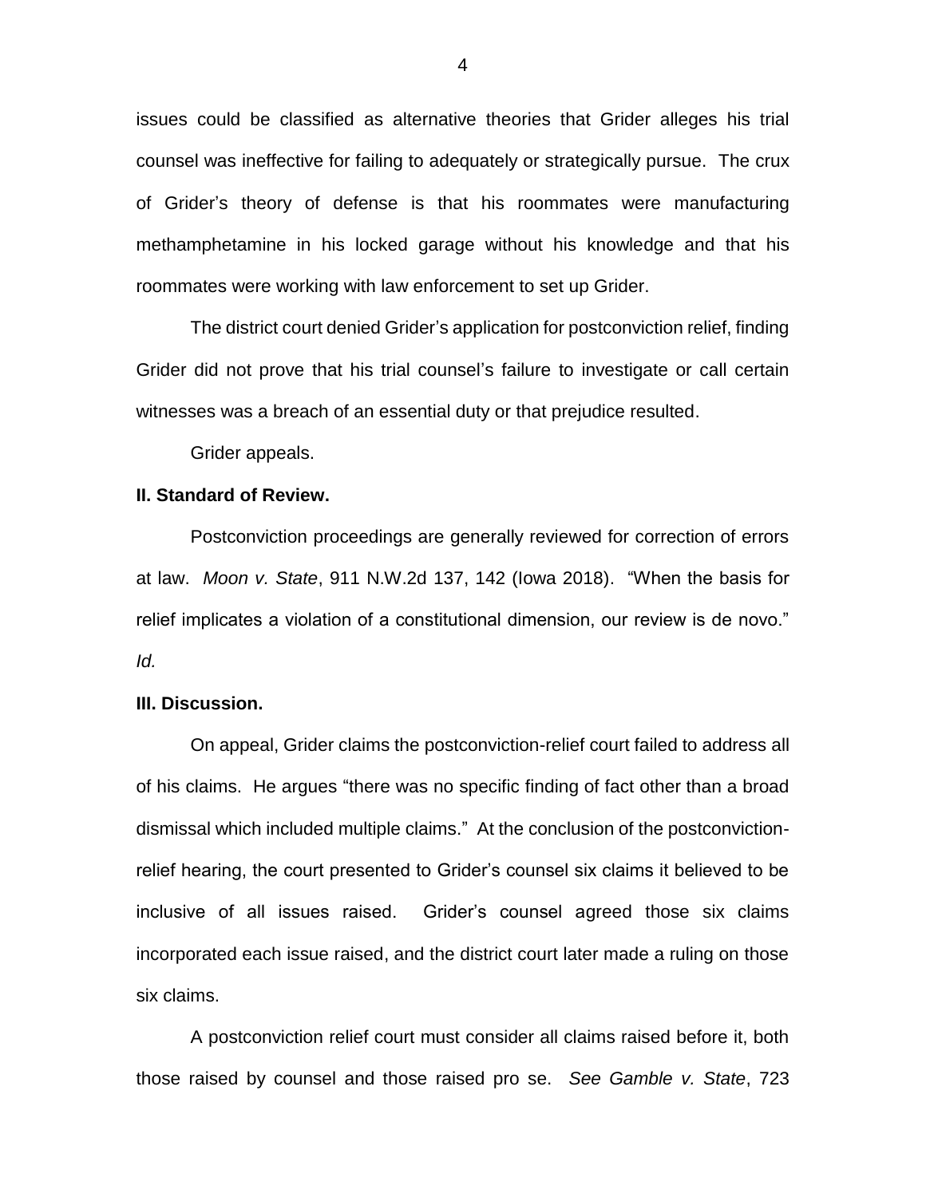issues could be classified as alternative theories that Grider alleges his trial counsel was ineffective for failing to adequately or strategically pursue. The crux of Grider's theory of defense is that his roommates were manufacturing methamphetamine in his locked garage without his knowledge and that his roommates were working with law enforcement to set up Grider.

The district court denied Grider's application for postconviction relief, finding Grider did not prove that his trial counsel's failure to investigate or call certain witnesses was a breach of an essential duty or that prejudice resulted.

Grider appeals.

**II. Standard of Review.**

Postconviction proceedings are generally reviewed for correction of errors at law. *Moon v. State*, 911 N.W.2d 137, 142 (Iowa 2018). "When the basis for relief implicates a violation of a constitutional dimension, our review is de novo." *Id.*

**III. Discussion.**

On appeal, Grider claims the postconviction-relief court failed to address all of his claims. He argues "there was no specific finding of fact other than a broad dismissal which included multiple claims." At the conclusion of the postconviction-relief hearing, the court presented to Grider's counsel six claims it believed to be inclusive of all issues raised. Grider's counsel agreed those six claims incorporated each issue raised, and the district court later made a ruling on those six claims.

A postconviction relief court must consider all claims raised before it, both those raised by counsel and those raised pro se. *See Gamble v. State*, 723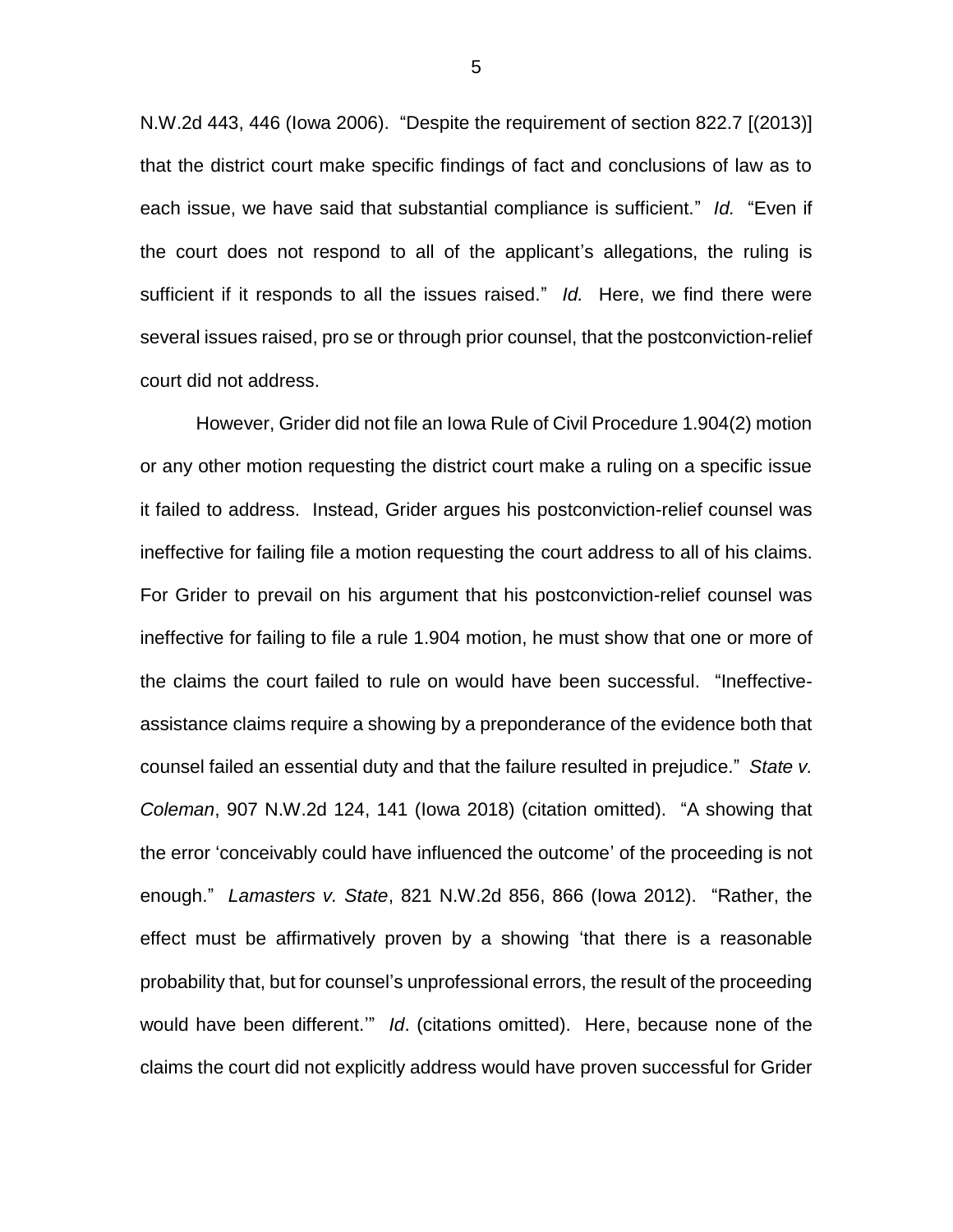N.W.2d 443, 446 (Iowa 2006). "Despite the requirement of section 822.7 [(2013)] that the district court make specific findings of fact and conclusions of law as to each issue, we have said that substantial compliance is sufficient." *Id.* "Even if the court does not respond to all of the applicant's allegations, the ruling is sufficient if it responds to all the issues raised." *Id.* Here, we find there were several issues raised, pro se or through prior counsel, that the postconviction-relief court did not address.

However, Grider did not file an Iowa Rule of Civil Procedure 1.904(2) motion or any other motion requesting the district court make a ruling on a specific issue it failed to address. Instead, Grider argues his postconviction-relief counsel was ineffective for failing file a motion requesting the court address to all of his claims. For Grider to prevail on his argument that his postconviction-relief counsel was ineffective for failing to file a rule 1.904 motion, he must show that one or more of the claims the court failed to rule on would have been successful. "Ineffective-assistance claims require a showing by a preponderance of the evidence both that counsel failed an essential duty and that the failure resulted in prejudice." *State v. Coleman*, 907 N.W.2d 124, 141 (Iowa 2018) (citation omitted). "A showing that the error 'conceivably could have influenced the outcome' of the proceeding is not enough." *Lamasters v. State*, 821 N.W.2d 856, 866 (Iowa 2012). "Rather, the effect must be affirmatively proven by a showing 'that there is a reasonable probability that, but for counsel's unprofessional errors, the result of the proceeding would have been different.'" *Id*. (citations omitted). Here, because none of the claims the court did not explicitly address would have proven successful for Grider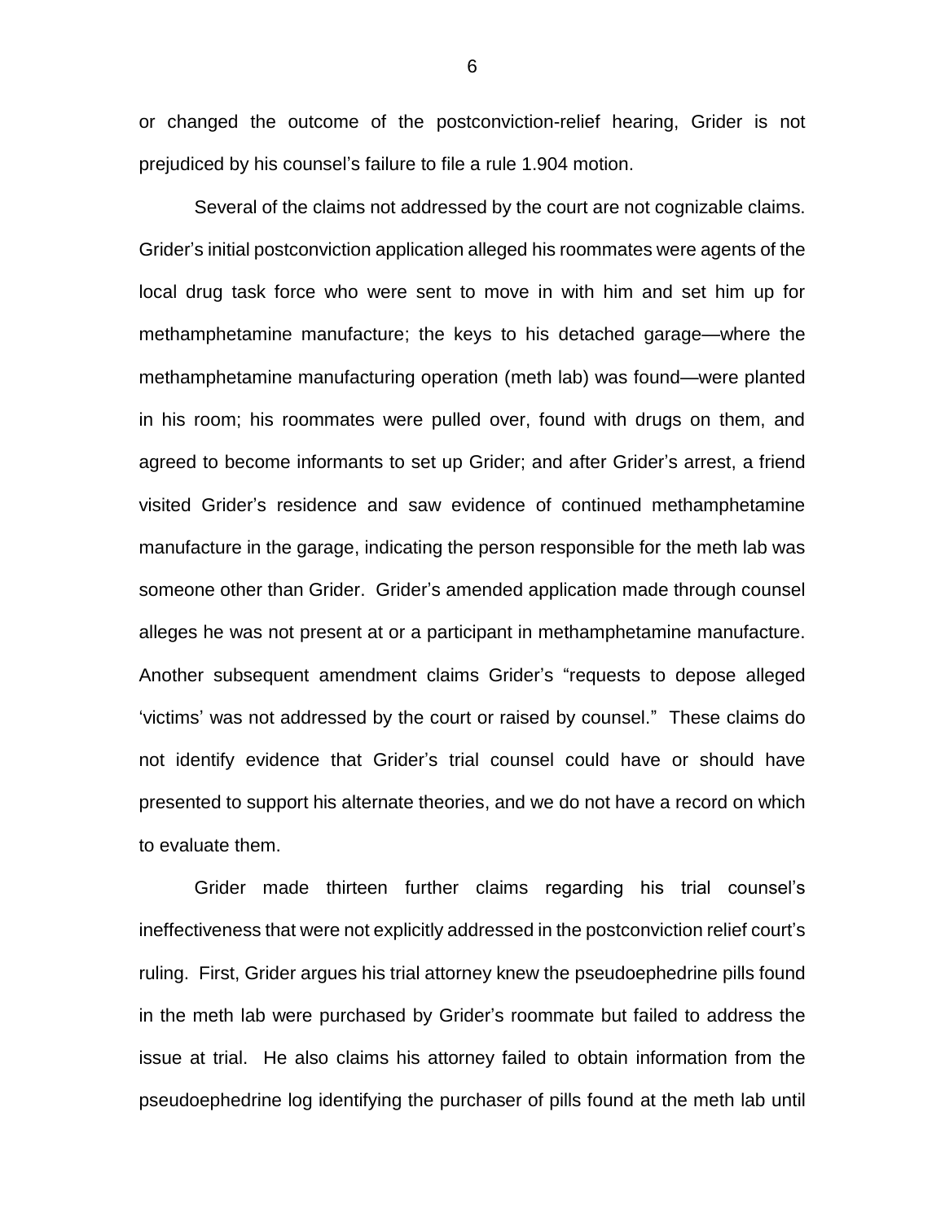or changed the outcome of the postconviction-relief hearing, Grider is not prejudiced by his counsel's failure to file a rule 1.904 motion.

Several of the claims not addressed by the court are not cognizable claims. Grider's initial postconviction application alleged his roommates were agents of the local drug task force who were sent to move in with him and set him up for methamphetamine manufacture; the keys to his detached garage—where the methamphetamine manufacturing operation (meth lab) was found—were planted in his room; his roommates were pulled over, found with drugs on them, and agreed to become informants to set up Grider; and after Grider's arrest, a friend visited Grider's residence and saw evidence of continued methamphetamine manufacture in the garage, indicating the person responsible for the meth lab was someone other than Grider. Grider's amended application made through counsel alleges he was not present at or a participant in methamphetamine manufacture. Another subsequent amendment claims Grider's "requests to depose alleged 'victims' was not addressed by the court or raised by counsel." These claims do not identify evidence that Grider's trial counsel could have or should have presented to support his alternate theories, and we do not have a record on which to evaluate them.

Grider made thirteen further claims regarding his trial counsel's ineffectiveness that were not explicitly addressed in the postconviction relief court's ruling. First, Grider argues his trial attorney knew the pseudoephedrine pills found in the meth lab were purchased by Grider's roommate but failed to address the issue at trial. He also claims his attorney failed to obtain information from the pseudoephedrine log identifying the purchaser of pills found at the meth lab until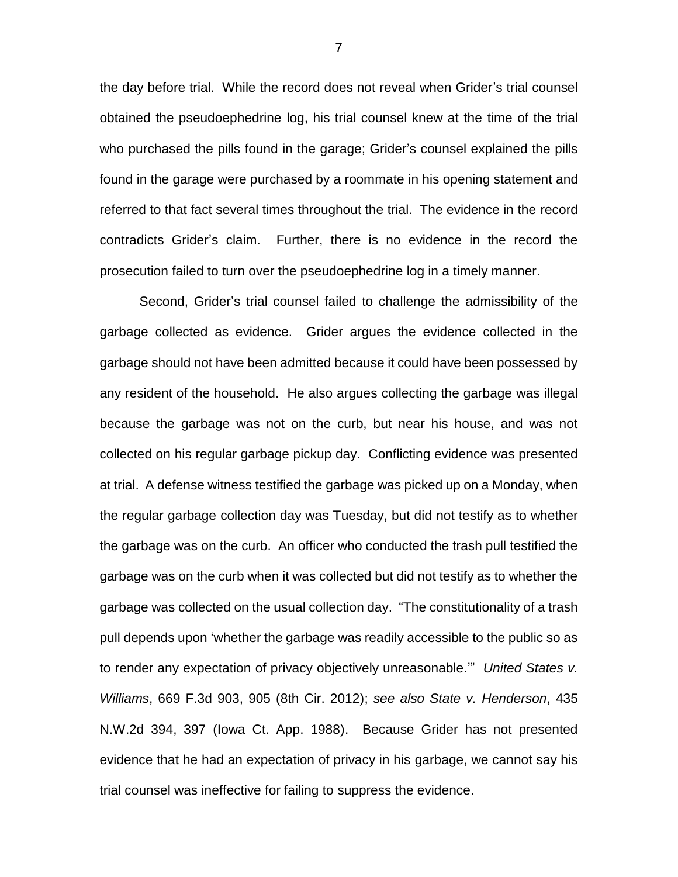the day before trial. While the record does not reveal when Grider's trial counsel obtained the pseudoephedrine log, his trial counsel knew at the time of the trial who purchased the pills found in the garage; Grider's counsel explained the pills found in the garage were purchased by a roommate in his opening statement and referred to that fact several times throughout the trial. The evidence in the record contradicts Grider's claim. Further, there is no evidence in the record the prosecution failed to turn over the pseudoephedrine log in a timely manner.

Second, Grider's trial counsel failed to challenge the admissibility of the garbage collected as evidence. Grider argues the evidence collected in the garbage should not have been admitted because it could have been possessed by any resident of the household. He also argues collecting the garbage was illegal because the garbage was not on the curb, but near his house, and was not collected on his regular garbage pickup day. Conflicting evidence was presented at trial. A defense witness testified the garbage was picked up on a Monday, when the regular garbage collection day was Tuesday, but did not testify as to whether the garbage was on the curb. An officer who conducted the trash pull testified the garbage was on the curb when it was collected but did not testify as to whether the garbage was collected on the usual collection day. "The constitutionality of a trash pull depends upon 'whether the garbage was readily accessible to the public so as to render any expectation of privacy objectively unreasonable.'" *United States v. Williams*, 669 F.3d 903, 905 (8th Cir. 2012); *see also State v. Henderson*, 435 N.W.2d 394, 397 (Iowa Ct. App. 1988). Because Grider has not presented evidence that he had an expectation of privacy in his garbage, we cannot say his trial counsel was ineffective for failing to suppress the evidence.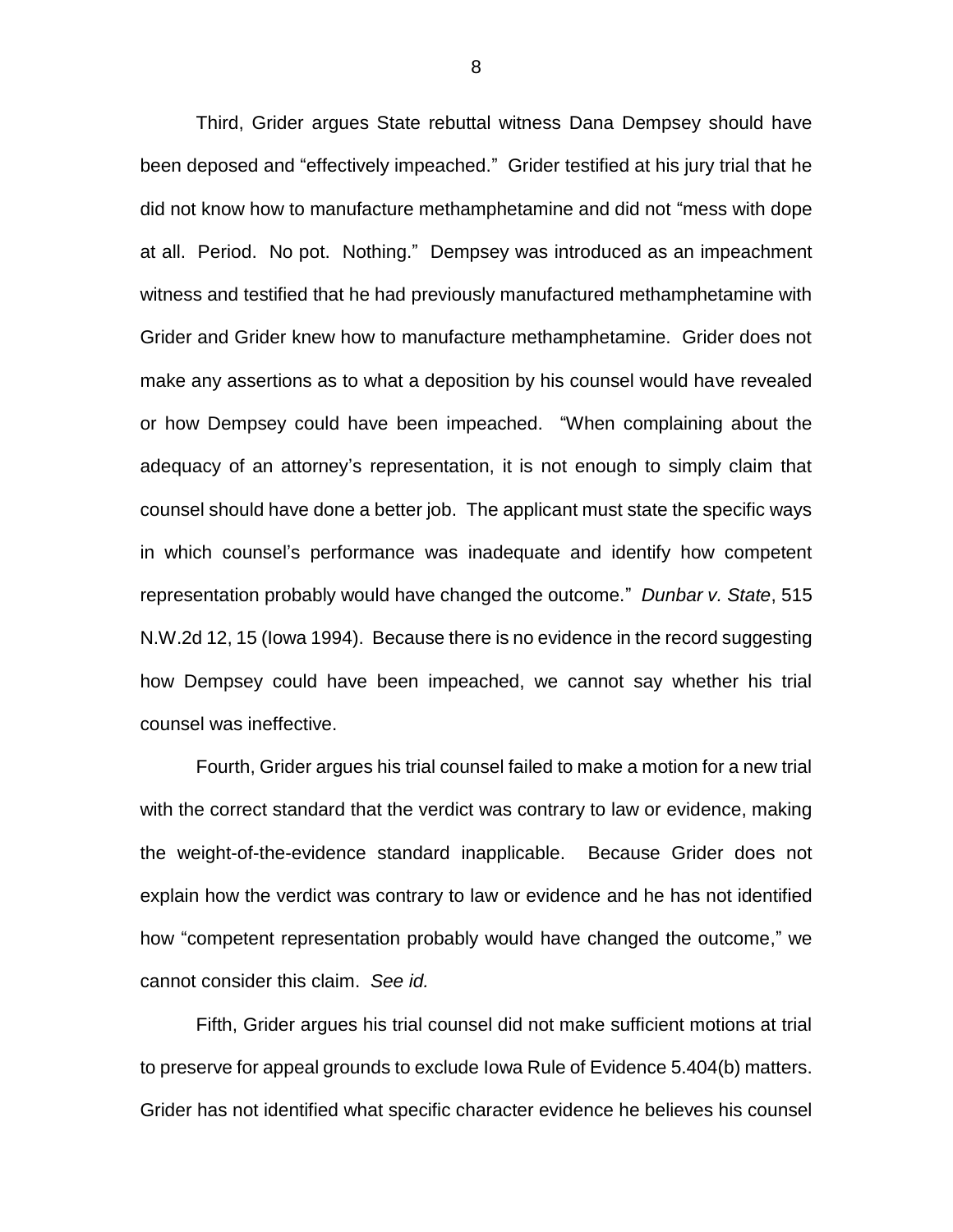Third, Grider argues State rebuttal witness Dana Dempsey should have been deposed and "effectively impeached." Grider testified at his jury trial that he did not know how to manufacture methamphetamine and did not "mess with dope at all. Period. No pot. Nothing." Dempsey was introduced as an impeachment witness and testified that he had previously manufactured methamphetamine with Grider and Grider knew how to manufacture methamphetamine. Grider does not make any assertions as to what a deposition by his counsel would have revealed or how Dempsey could have been impeached. "When complaining about the adequacy of an attorney's representation, it is not enough to simply claim that counsel should have done a better job. The applicant must state the specific ways in which counsel's performance was inadequate and identify how competent representation probably would have changed the outcome." *Dunbar v. State*, 515 N.W.2d 12, 15 (Iowa 1994). Because there is no evidence in the record suggesting how Dempsey could have been impeached, we cannot say whether his trial counsel was ineffective.

Fourth, Grider argues his trial counsel failed to make a motion for a new trial with the correct standard that the verdict was contrary to law or evidence, making the weight-of-the-evidence standard inapplicable. Because Grider does not explain how the verdict was contrary to law or evidence and he has not identified how "competent representation probably would have changed the outcome," we cannot consider this claim. *See id.*

Fifth, Grider argues his trial counsel did not make sufficient motions at trial to preserve for appeal grounds to exclude Iowa Rule of Evidence 5.404(b) matters. Grider has not identified what specific character evidence he believes his counsel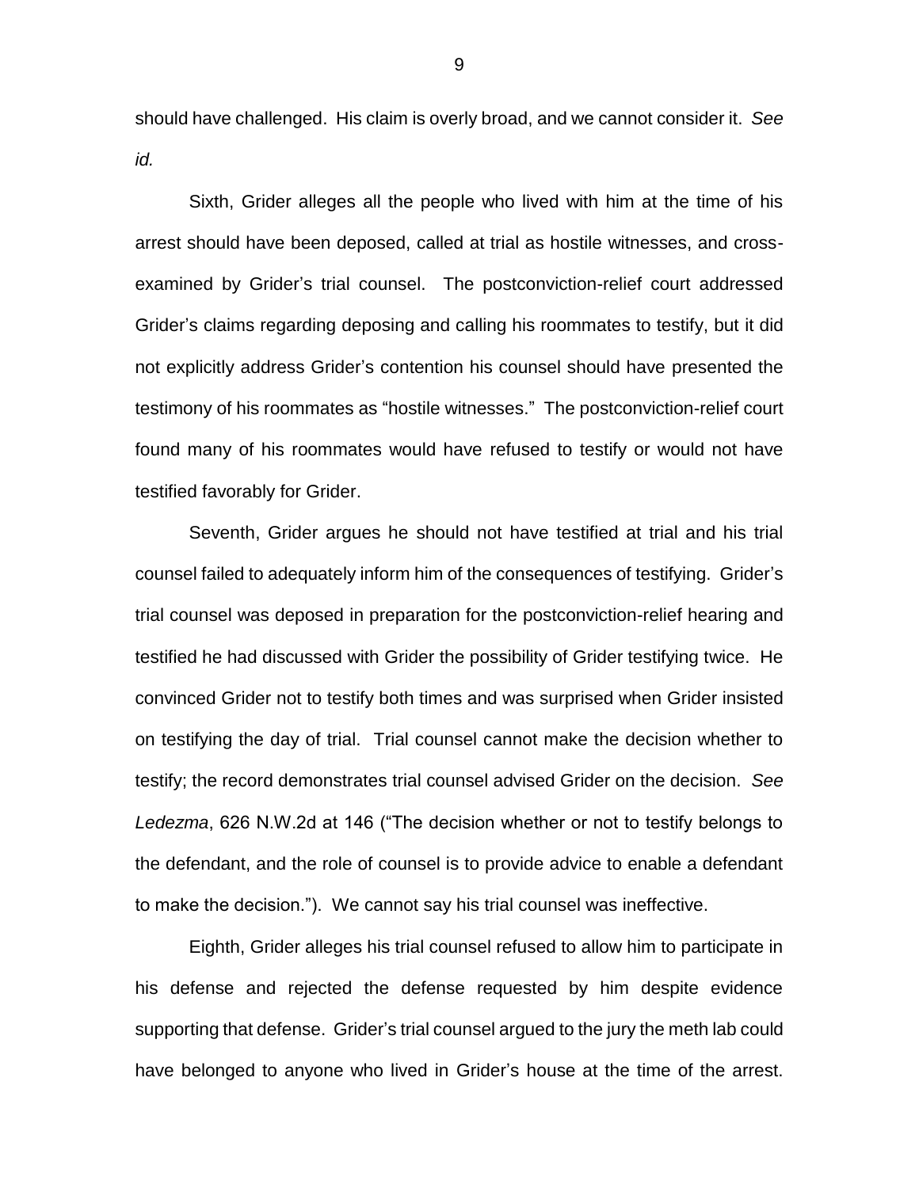should have challenged. His claim is overly broad, and we cannot consider it. *See id.*

Sixth, Grider alleges all the people who lived with him at the time of his arrest should have been deposed, called at trial as hostile witnesses, and cross-examined by Grider's trial counsel. The postconviction-relief court addressed Grider's claims regarding deposing and calling his roommates to testify, but it did not explicitly address Grider's contention his counsel should have presented the testimony of his roommates as "hostile witnesses." The postconviction-relief court found many of his roommates would have refused to testify or would not have testified favorably for Grider.

Seventh, Grider argues he should not have testified at trial and his trial counsel failed to adequately inform him of the consequences of testifying. Grider's trial counsel was deposed in preparation for the postconviction-relief hearing and testified he had discussed with Grider the possibility of Grider testifying twice. He convinced Grider not to testify both times and was surprised when Grider insisted on testifying the day of trial. Trial counsel cannot make the decision whether to testify; the record demonstrates trial counsel advised Grider on the decision. *See Ledezma*, 626 N.W.2d at 146 ("The decision whether or not to testify belongs to the defendant, and the role of counsel is to provide advice to enable a defendant to make the decision."). We cannot say his trial counsel was ineffective.

Eighth, Grider alleges his trial counsel refused to allow him to participate in his defense and rejected the defense requested by him despite evidence supporting that defense. Grider's trial counsel argued to the jury the meth lab could have belonged to anyone who lived in Grider's house at the time of the arrest.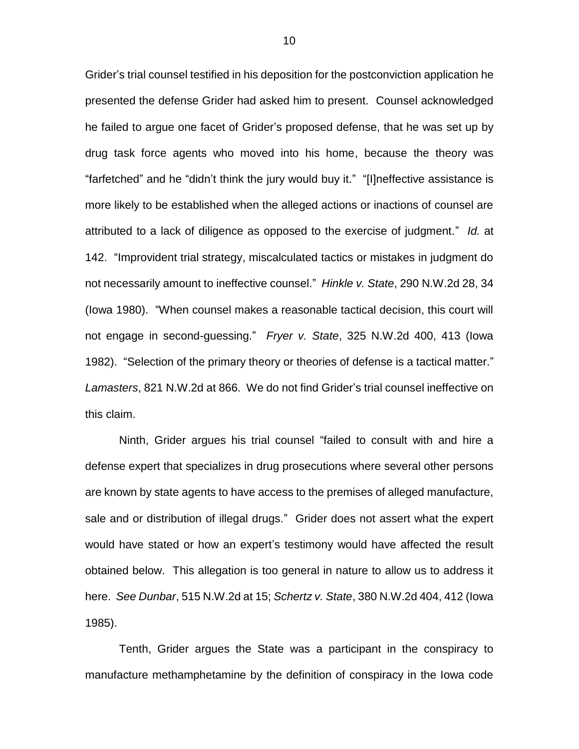Grider's trial counsel testified in his deposition for the postconviction application he presented the defense Grider had asked him to present. Counsel acknowledged he failed to argue one facet of Grider's proposed defense, that he was set up by drug task force agents who moved into his home, because the theory was "farfetched" and he "didn't think the jury would buy it." "[I]neffective assistance is more likely to be established when the alleged actions or inactions of counsel are attributed to a lack of diligence as opposed to the exercise of judgment." *Id.* at 142. "Improvident trial strategy, miscalculated tactics or mistakes in judgment do not necessarily amount to ineffective counsel." *Hinkle v. State*, 290 N.W.2d 28, 34 (Iowa 1980). "When counsel makes a reasonable tactical decision, this court will not engage in second-guessing." *Fryer v. State*, 325 N.W.2d 400, 413 (Iowa 1982). "Selection of the primary theory or theories of defense is a tactical matter." *Lamasters*, 821 N.W.2d at 866. We do not find Grider's trial counsel ineffective on this claim.

Ninth, Grider argues his trial counsel "failed to consult with and hire a defense expert that specializes in drug prosecutions where several other persons are known by state agents to have access to the premises of alleged manufacture, sale and or distribution of illegal drugs." Grider does not assert what the expert would have stated or how an expert's testimony would have affected the result obtained below. This allegation is too general in nature to allow us to address it here. *See Dunbar*, 515 N.W.2d at 15; *Schertz v. State*, 380 N.W.2d 404, 412 (Iowa 1985).

Tenth, Grider argues the State was a participant in the conspiracy to manufacture methamphetamine by the definition of conspiracy in the Iowa code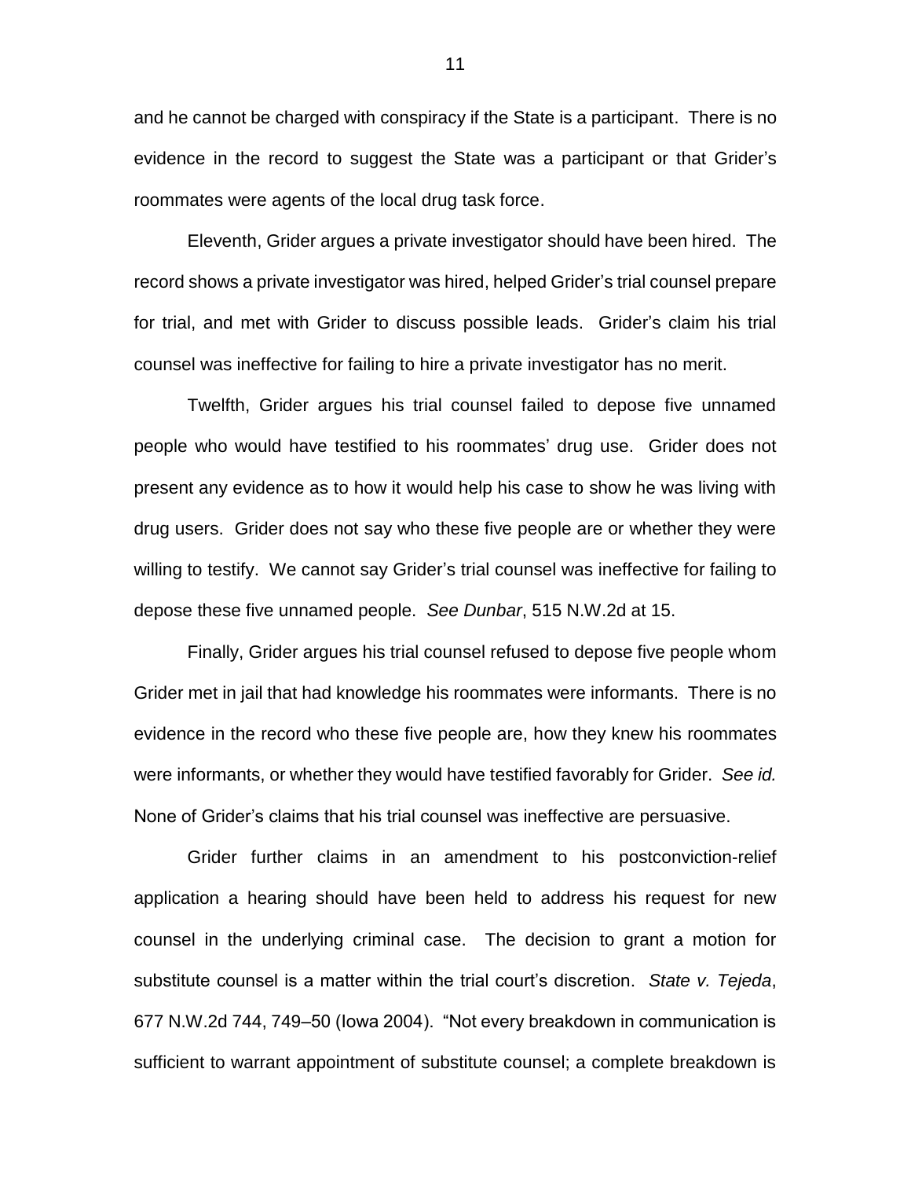and he cannot be charged with conspiracy if the State is a participant. There is no evidence in the record to suggest the State was a participant or that Grider's roommates were agents of the local drug task force.

Eleventh, Grider argues a private investigator should have been hired. The record shows a private investigator was hired, helped Grider's trial counsel prepare for trial, and met with Grider to discuss possible leads. Grider's claim his trial counsel was ineffective for failing to hire a private investigator has no merit.

Twelfth, Grider argues his trial counsel failed to depose five unnamed people who would have testified to his roommates' drug use. Grider does not present any evidence as to how it would help his case to show he was living with drug users. Grider does not say who these five people are or whether they were willing to testify. We cannot say Grider's trial counsel was ineffective for failing to depose these five unnamed people. *See Dunbar*, 515 N.W.2d at 15.

Finally, Grider argues his trial counsel refused to depose five people whom Grider met in jail that had knowledge his roommates were informants. There is no evidence in the record who these five people are, how they knew his roommates were informants, or whether they would have testified favorably for Grider. *See id.* None of Grider's claims that his trial counsel was ineffective are persuasive.

Grider further claims in an amendment to his postconviction-relief application a hearing should have been held to address his request for new counsel in the underlying criminal case. The decision to grant a motion for substitute counsel is a matter within the trial court's discretion. *State v. Tejeda*, 677 N.W.2d 744, 749–50 (Iowa 2004). "Not every breakdown in communication is sufficient to warrant appointment of substitute counsel; a complete breakdown is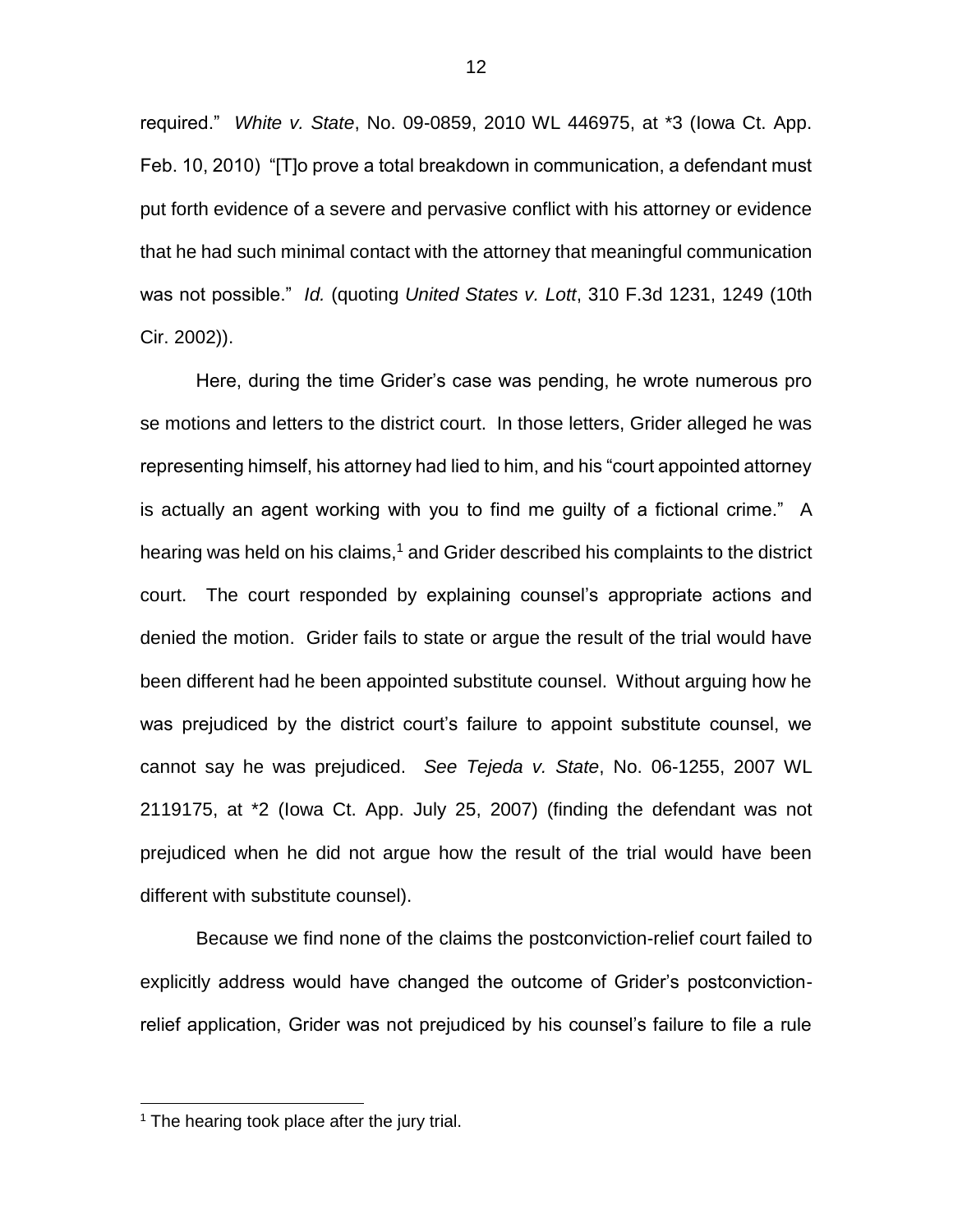required." *White v. State*, No. 09-0859, 2010 WL 446975, at *3 (Iowa Ct. App. Feb. 10, 2010) "[T]o prove a total breakdown in communication, a defendant must put forth evidence of a severe and pervasive conflict with his attorney or evidence that he had such minimal contact with the attorney that meaningful communication was not possible." *Id.* (quoting *United States v. Lott*, 310 F.3d 1231, 1249 (10th Cir. 2002)).

Here, during the time Grider's case was pending, he wrote numerous pro se motions and letters to the district court. In those letters, Grider alleged he was representing himself, his attorney had lied to him, and his "court appointed attorney is actually an agent working with you to find me guilty of a fictional crime." A hearing was held on his claims,[1] and Grider described his complaints to the district court. The court responded by explaining counsel's appropriate actions and denied the motion. Grider fails to state or argue the result of the trial would have been different had he been appointed substitute counsel. Without arguing how he was prejudiced by the district court's failure to appoint substitute counsel, we cannot say he was prejudiced. *See Tejeda v. State*, No. 06-1255, 2007 WL 2119175, at *2 (Iowa Ct. App. July 25, 2007) (finding the defendant was not prejudiced when he did not argue how the result of the trial would have been different with substitute counsel).

Because we find none of the claims the postconviction-relief court failed to explicitly address would have changed the outcome of Grider's postconviction-relief application, Grider was not prejudiced by his counsel's failure to file a rule

[1] The hearing took place after the jury trial.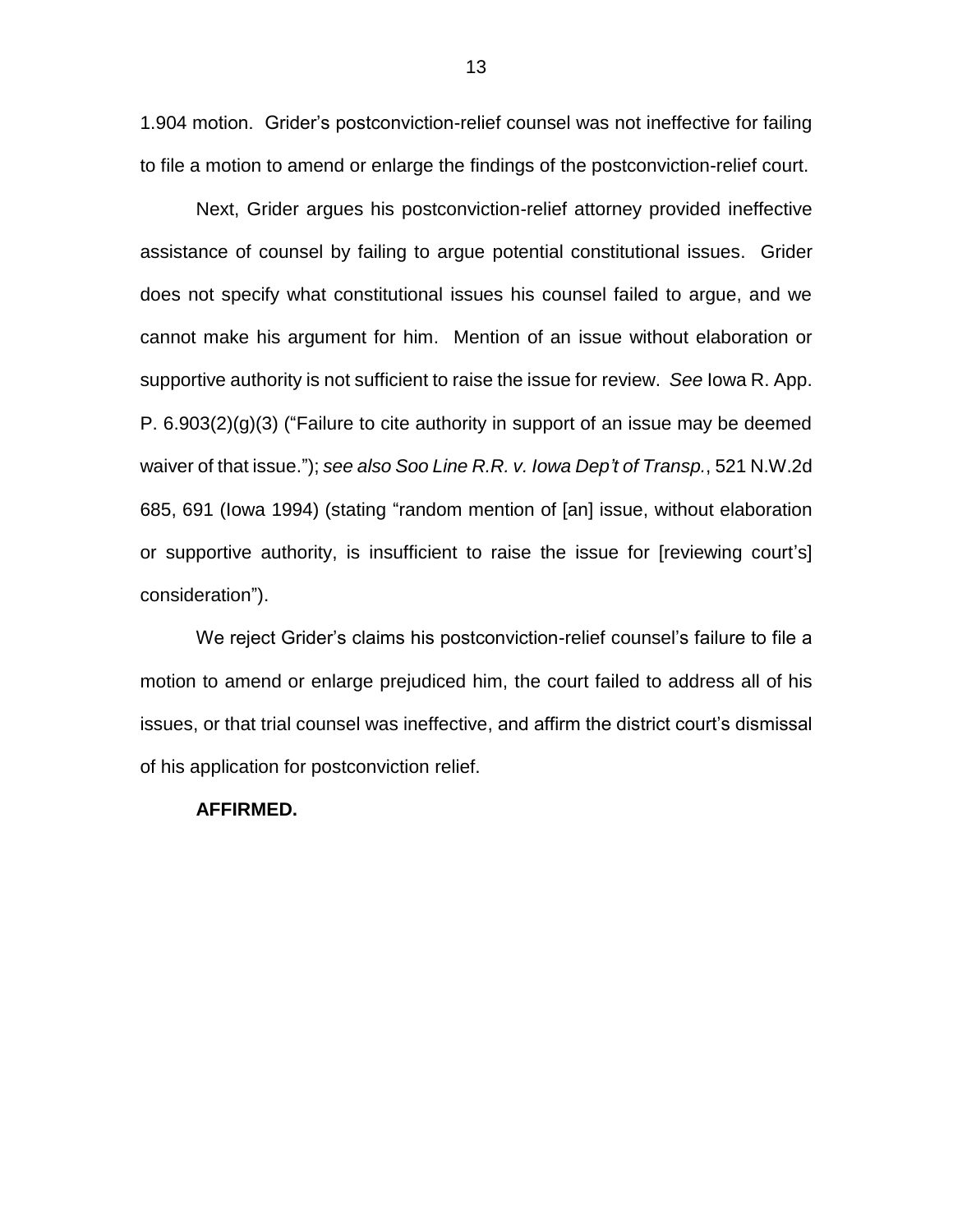1.904 motion. Grider's postconviction-relief counsel was not ineffective for failing to file a motion to amend or enlarge the findings of the postconviction-relief court.

Next, Grider argues his postconviction-relief attorney provided ineffective assistance of counsel by failing to argue potential constitutional issues. Grider does not specify what constitutional issues his counsel failed to argue, and we cannot make his argument for him. Mention of an issue without elaboration or supportive authority is not sufficient to raise the issue for review. *See* Iowa R. App. P. 6.903(2)(g)(3) ("Failure to cite authority in support of an issue may be deemed waiver of that issue."); *see also Soo Line R.R. v. Iowa Dep't of Transp.*, 521 N.W.2d 685, 691 (Iowa 1994) (stating "random mention of [an] issue, without elaboration or supportive authority, is insufficient to raise the issue for [reviewing court's] consideration").

We reject Grider's claims his postconviction-relief counsel's failure to file a motion to amend or enlarge prejudiced him, the court failed to address all of his issues, or that trial counsel was ineffective, and affirm the district court's dismissal of his application for postconviction relief.

**AFFIRMED.**